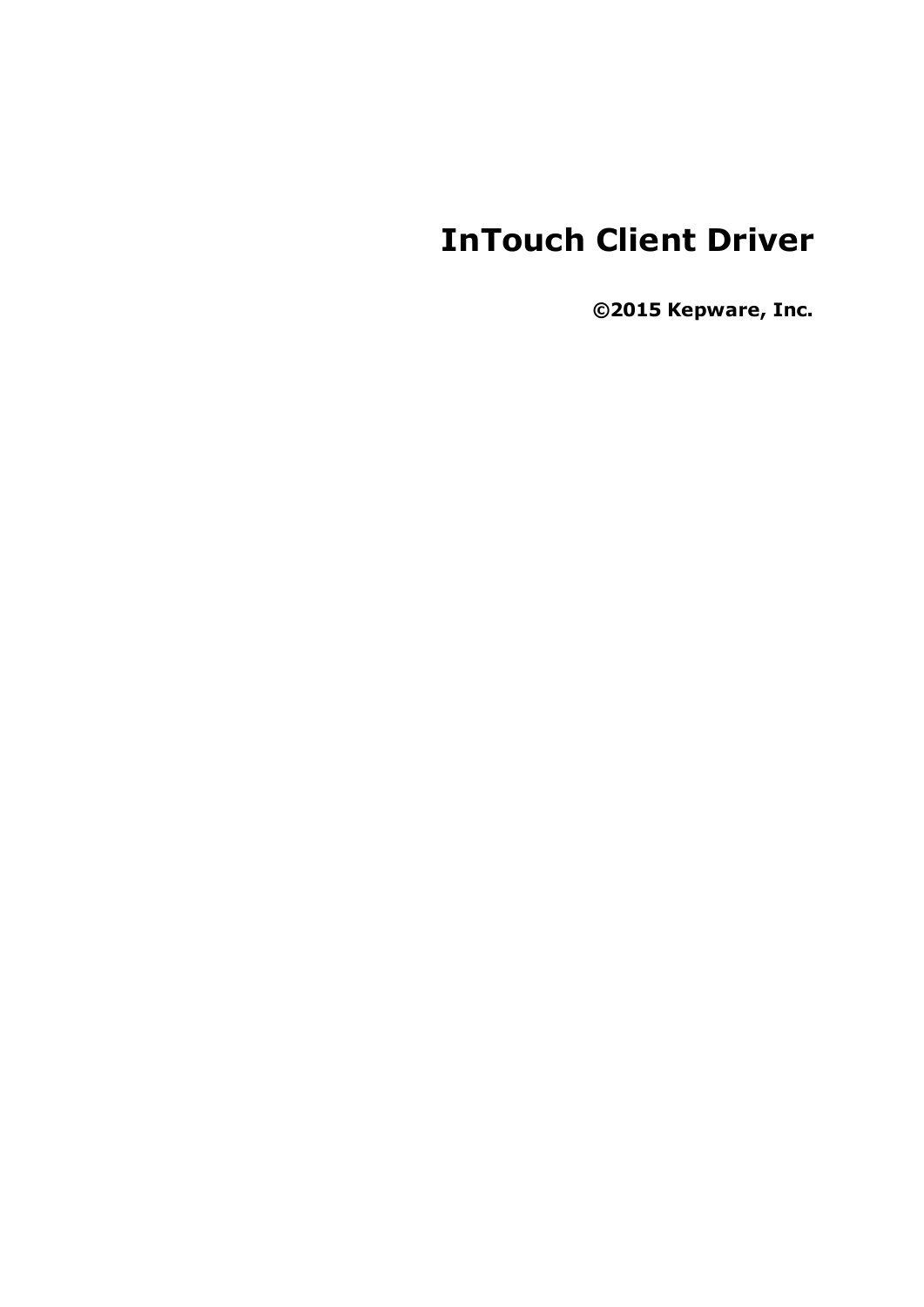# InTouch Client Driver

**©2015 Kepware, Inc.**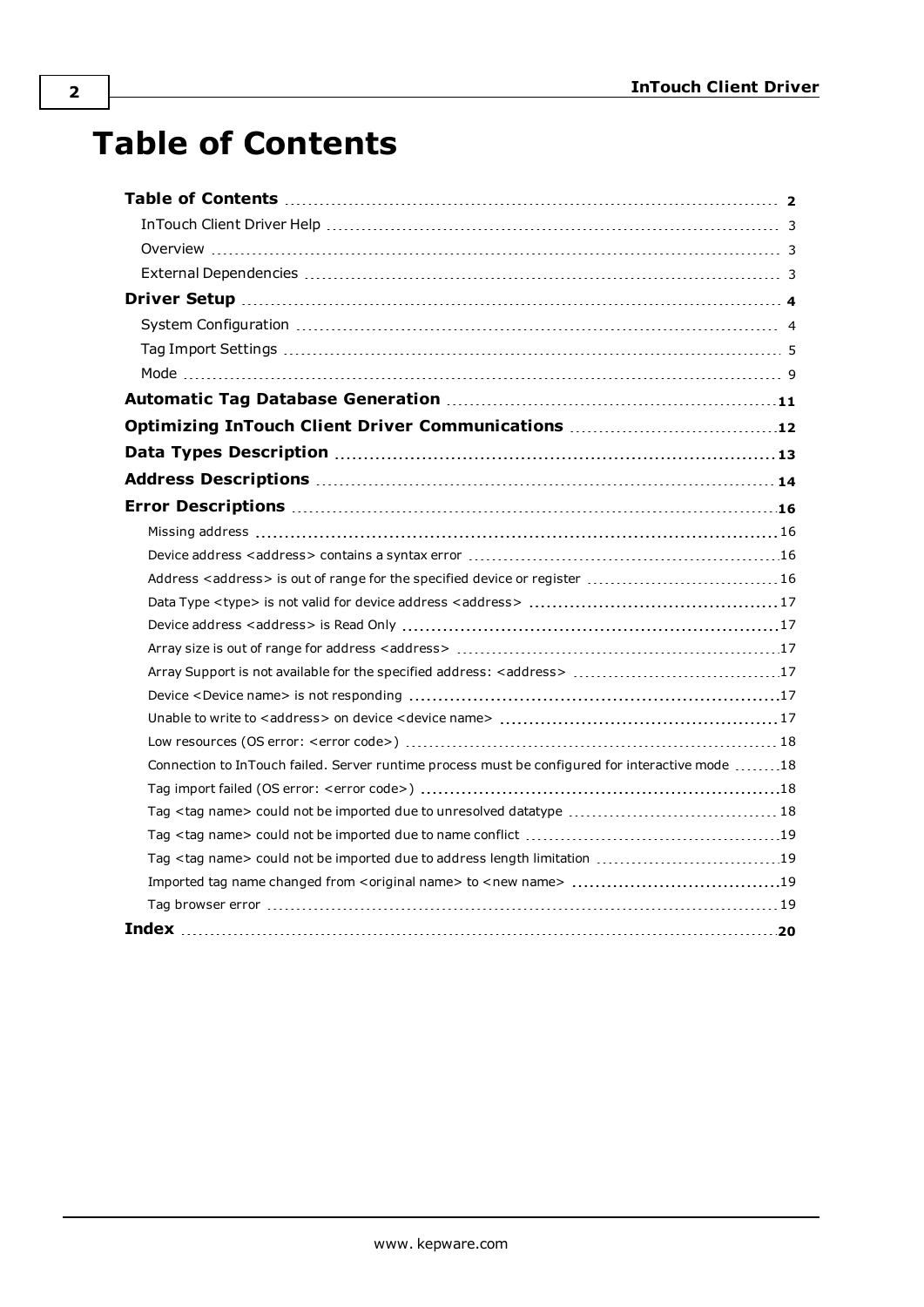# Table of Contents

**Table of Contents** ..... **2**

InTouch Client Driver Help ..... 3

Overview ..... 3

External Dependencies ..... 3

**Driver Setup** ..... **4**

System Configuration ..... 4

Tag Import Settings ..... 5

Mode ..... 9

**Automatic Tag Database Generation** ..... **11**

**Optimizing InTouch Client Driver Communications** ..... **12**

**Data Types Description** ..... **13**

**Address Descriptions** ..... **14**

**Error Descriptions** ..... **16**

Missing address ..... 16

Device address <address> contains a syntax error ..... 16

Address <address> is out of range for the specified device or register ..... 16

Data Type <type> is not valid for device address <address> ..... 17

Device address <address> is Read Only ..... 17

Array size is out of range for address <address> ..... 17

Array Support is not available for the specified address: <address> ..... 17

Device <Device name> is not responding ..... 17

Unable to write to <address> on device <device name> ..... 17

Low resources (OS error: <error code>) ..... 18

Connection to InTouch failed. Server runtime process must be configured for interactive mode ..... 18

Tag import failed (OS error: <error code>) ..... 18

Tag <tag name> could not be imported due to unresolved datatype ..... 18

Tag <tag name> could not be imported due to name conflict ..... 19

Tag <tag name> could not be imported due to address length limitation ..... 19

Imported tag name changed from <original name> to <new name> ..... 19

Tag browser error ..... 19

**Index** ..... **20**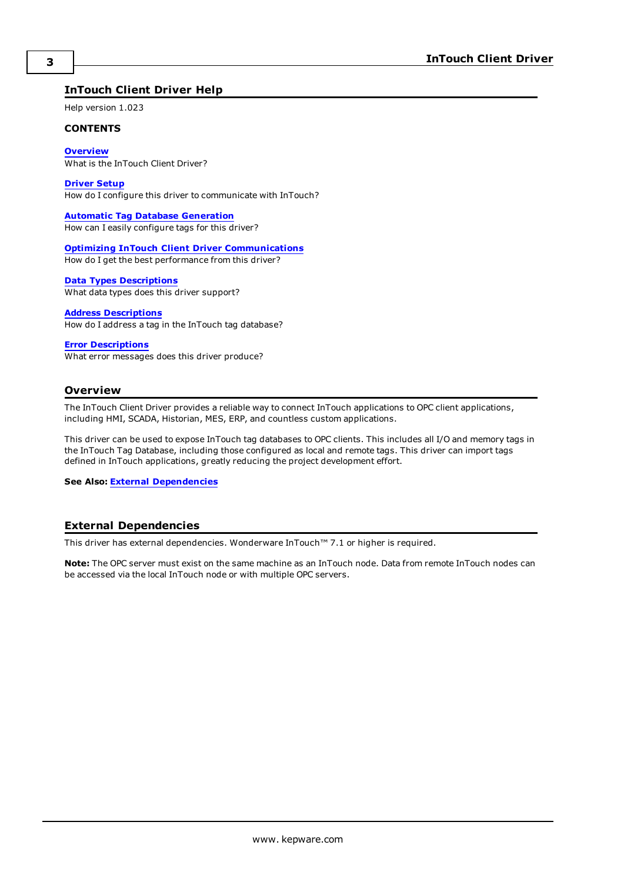# InTouch Client Driver Help

Help version 1.023

**CONTENTS**

**Overview**
What is the InTouch Client Driver?

**Driver Setup**
How do I configure this driver to communicate with InTouch?

**Automatic Tag Database Generation**
How can I easily configure tags for this driver?

**Optimizing InTouch Client Driver Communications**
How do I get the best performance from this driver?

**Data Types Descriptions**
What data types does this driver support?

**Address Descriptions**
How do I address a tag in the InTouch tag database?

**Error Descriptions**
What error messages does this driver produce?

## Overview

The InTouch Client Driver provides a reliable way to connect InTouch applications to OPC client applications, including HMI, SCADA, Historian, MES, ERP, and countless custom applications.

This driver can be used to expose InTouch tag databases to OPC clients. This includes all I/O and memory tags in the InTouch Tag Database, including those configured as local and remote tags. This driver can import tags defined in InTouch applications, greatly reducing the project development effort.

**See Also:** External Dependencies

## External Dependencies

This driver has external dependencies. Wonderware InTouch™ 7.1 or higher is required.

**Note:** The OPC server must exist on the same machine as an InTouch node. Data from remote InTouch nodes can be accessed via the local InTouch node or with multiple OPC servers.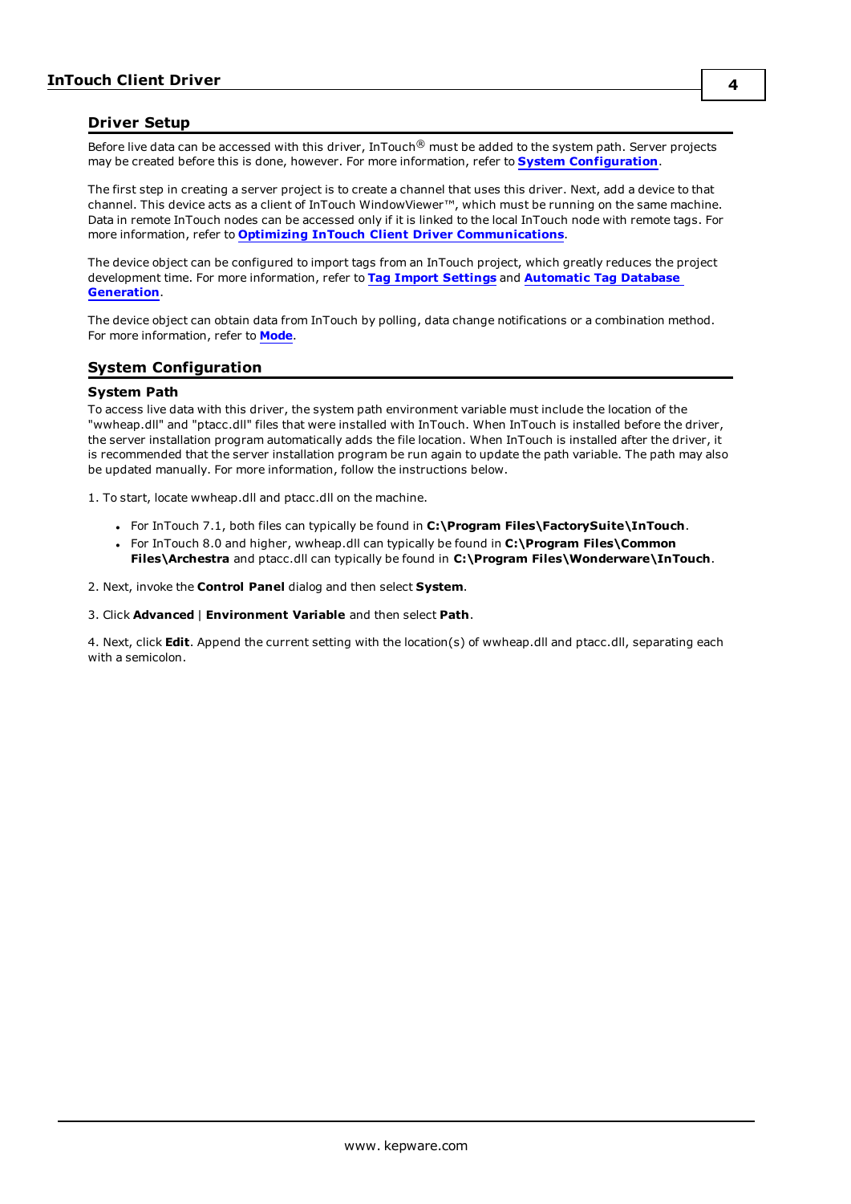## Driver Setup

Before live data can be accessed with this driver, InTouch® must be added to the system path. Server projects may be created before this is done, however. For more information, refer to **System Configuration**.

The first step in creating a server project is to create a channel that uses this driver. Next, add a device to that channel. This device acts as a client of InTouch WindowViewer™, which must be running on the same machine. Data in remote InTouch nodes can be accessed only if it is linked to the local InTouch node with remote tags. For more information, refer to **Optimizing InTouch Client Driver Communications**.

The device object can be configured to import tags from an InTouch project, which greatly reduces the project development time. For more information, refer to **Tag Import Settings** and **Automatic Tag Database Generation**.

The device object can obtain data from InTouch by polling, data change notifications or a combination method. For more information, refer to **Mode**.

## System Configuration

### System Path

To access live data with this driver, the system path environment variable must include the location of the "wwheap.dll" and "ptacc.dll" files that were installed with InTouch. When InTouch is installed before the driver, the server installation program automatically adds the file location. When InTouch is installed after the driver, it is recommended that the server installation program be run again to update the path variable. The path may also be updated manually. For more information, follow the instructions below.

1. To start, locate wwheap.dll and ptacc.dll on the machine.

- For InTouch 7.1, both files can typically be found in **C:\Program Files\FactorySuite\InTouch**.
- For InTouch 8.0 and higher, wwheap.dll can typically be found in **C:\Program Files\Common Files\Archestra** and ptacc.dll can typically be found in **C:\Program Files\Wonderware\InTouch**.

2. Next, invoke the **Control Panel** dialog and then select **System**.

3. Click **Advanced** | **Environment Variable** and then select **Path**.

4. Next, click **Edit**. Append the current setting with the location(s) of wwheap.dll and ptacc.dll, separating each with a semicolon.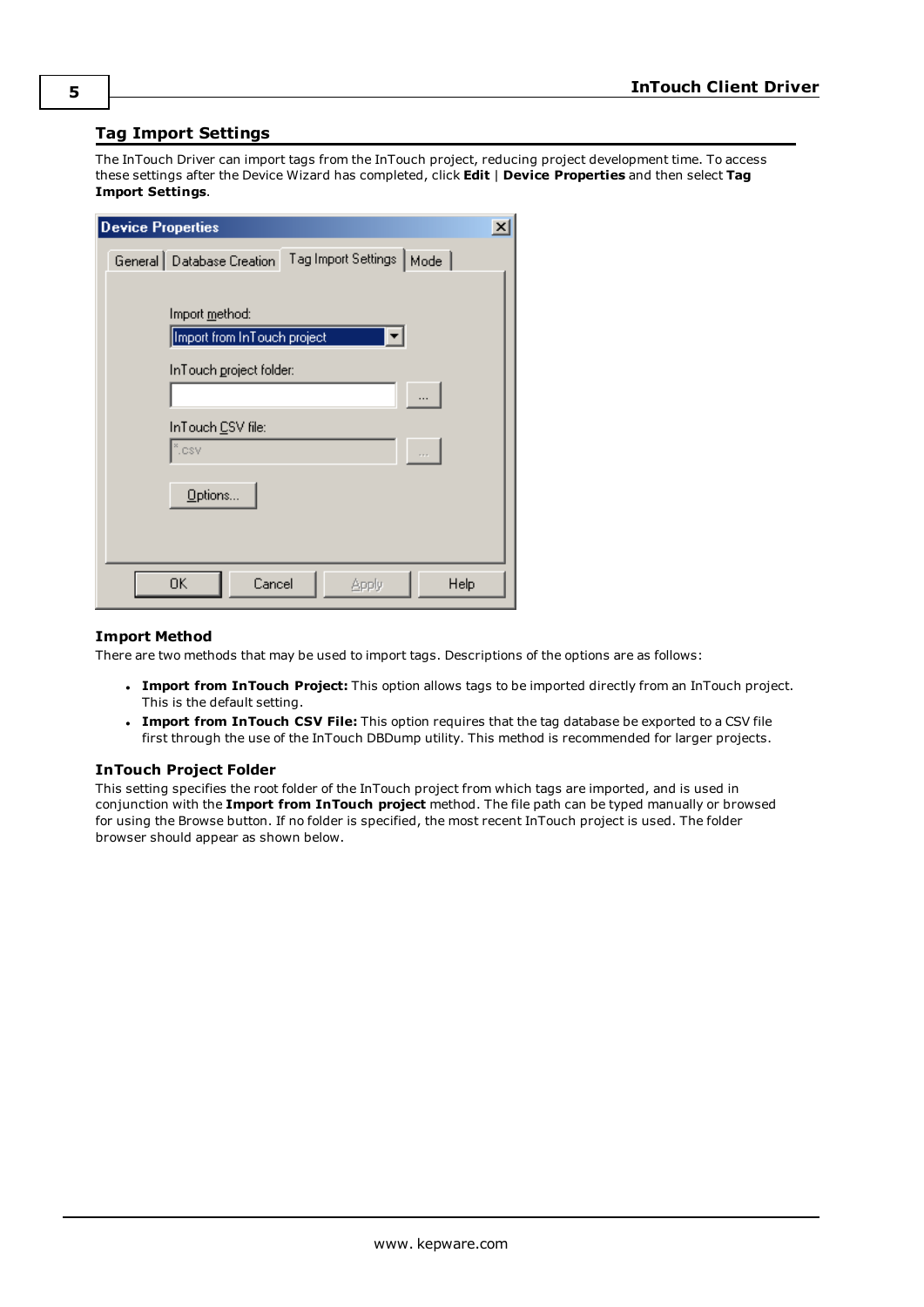## Tag Import Settings

The InTouch Driver can import tags from the InTouch project, reducing project development time. To access these settings after the Device Wizard has completed, click **Edit** | **Device Properties** and then select **Tag Import Settings**.

### Import Method

There are two methods that may be used to import tags. Descriptions of the options are as follows:

- **Import from InTouch Project:** This option allows tags to be imported directly from an InTouch project. This is the default setting.
- **Import from InTouch CSV File:** This option requires that the tag database be exported to a CSV file first through the use of the InTouch DBDump utility. This method is recommended for larger projects.

### InTouch Project Folder

This setting specifies the root folder of the InTouch project from which tags are imported, and is used in conjunction with the **Import from InTouch project** method. The file path can be typed manually or browsed for using the Browse button. If no folder is specified, the most recent InTouch project is used. The folder browser should appear as shown below.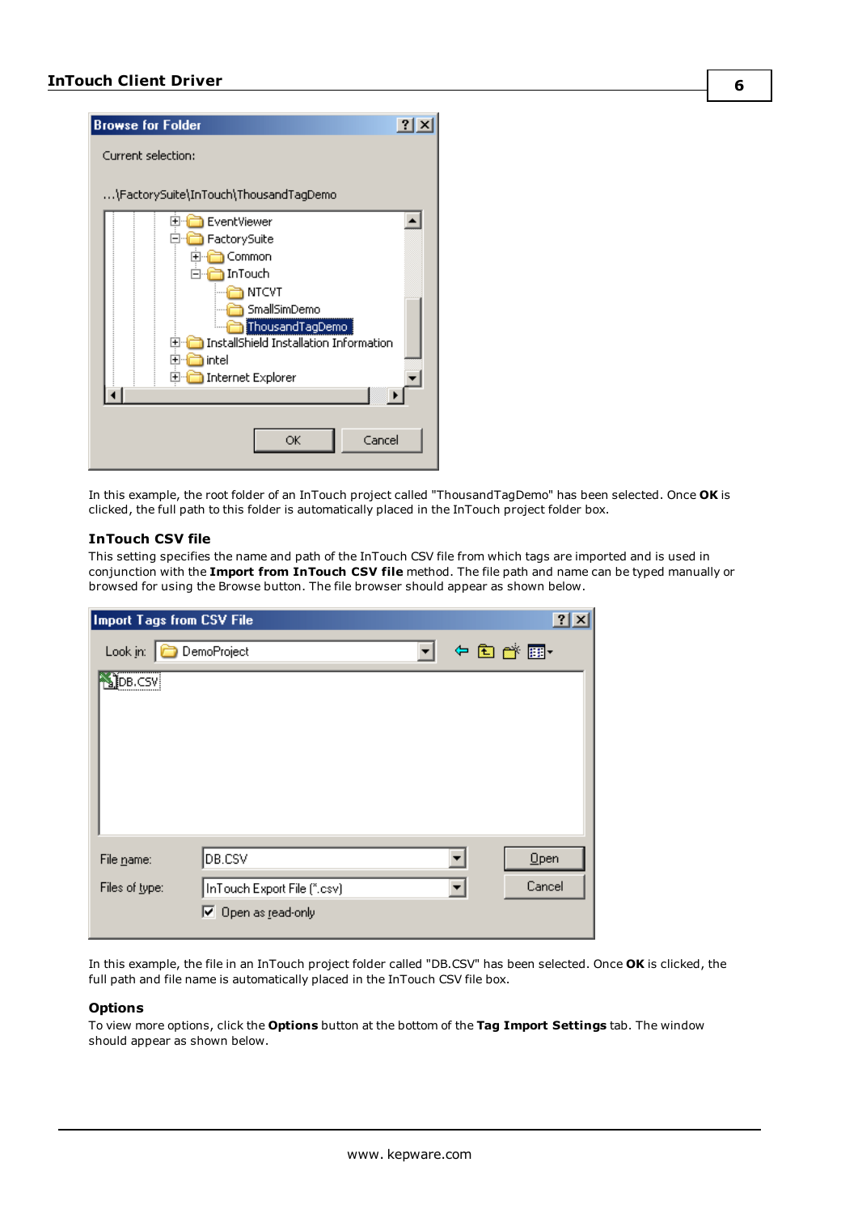In this example, the root folder of an InTouch project called "ThousandTagDemo" has been selected. Once **OK** is clicked, the full path to this folder is automatically placed in the InTouch project folder box.

### InTouch CSV file

This setting specifies the name and path of the InTouch CSV file from which tags are imported and is used in conjunction with the **Import from InTouch CSV file** method. The file path and name can be typed manually or browsed for using the Browse button. The file browser should appear as shown below.

In this example, the file in an InTouch project folder called "DB.CSV" has been selected. Once **OK** is clicked, the full path and file name is automatically placed in the InTouch CSV file box.

### Options

To view more options, click the **Options** button at the bottom of the **Tag Import Settings** tab. The window should appear as shown below.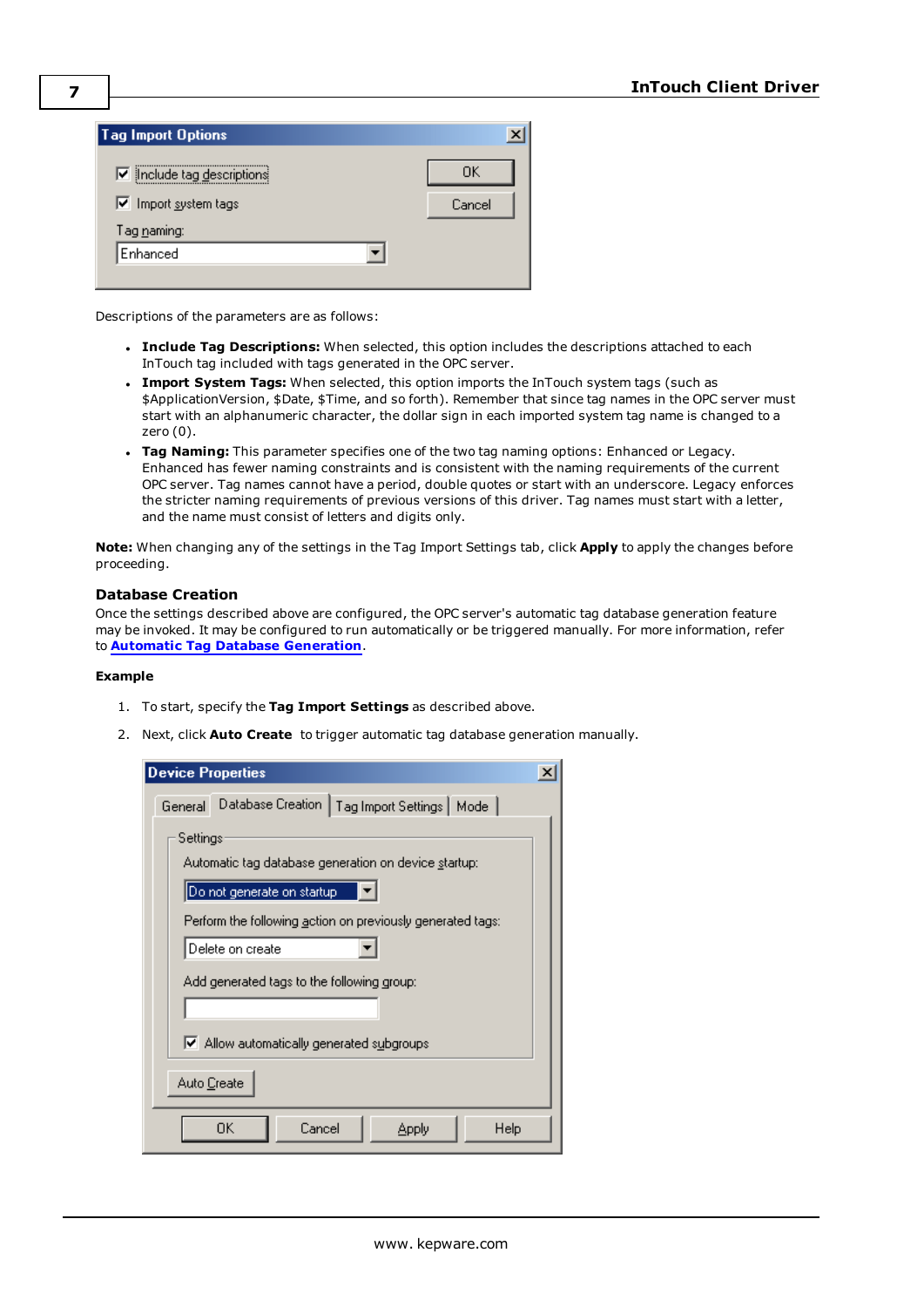Descriptions of the parameters are as follows:

- **Include Tag Descriptions:** When selected, this option includes the descriptions attached to each InTouch tag included with tags generated in the OPC server.
- **Import System Tags:** When selected, this option imports the InTouch system tags (such as $ApplicationVersion, $Date, $Time, and so forth). Remember that since tag names in the OPC server must start with an alphanumeric character, the dollar sign in each imported system tag name is changed to a zero (0).
- **Tag Naming:** This parameter specifies one of the two tag naming options: Enhanced or Legacy. Enhanced has fewer naming constraints and is consistent with the naming requirements of the current OPC server. Tag names cannot have a period, double quotes or start with an underscore. Legacy enforces the stricter naming requirements of previous versions of this driver. Tag names must start with a letter, and the name must consist of letters and digits only.

**Note:** When changing any of the settings in the Tag Import Settings tab, click **Apply** to apply the changes before proceeding.

### Database Creation

Once the settings described above are configured, the OPC server's automatic tag database generation feature may be invoked. It may be configured to run automatically or be triggered manually. For more information, refer to **Automatic Tag Database Generation**.

**Example**

1. To start, specify the **Tag Import Settings** as described above.
2. Next, click **Auto Create** to trigger automatic tag database generation manually.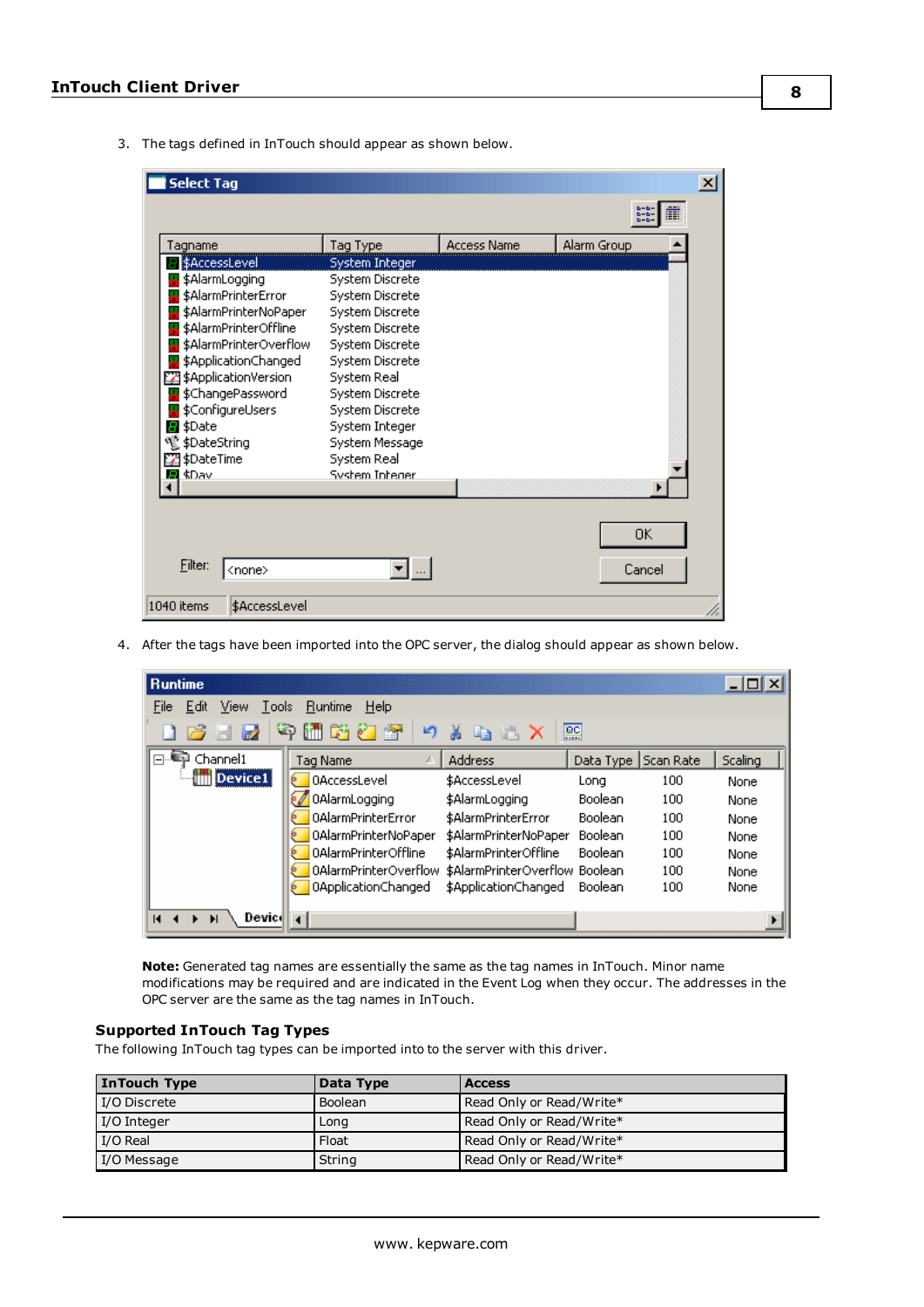3. The tags defined in InTouch should appear as shown below.

4. After the tags have been imported into the OPC server, the dialog should appear as shown below.

**Note:** Generated tag names are essentially the same as the tag names in InTouch. Minor name modifications may be required and are indicated in the Event Log when they occur. The addresses in the OPC server are the same as the tag names in InTouch.

### Supported InTouch Tag Types

The following InTouch tag types can be imported into to the server with this driver.

| InTouch Type | Data Type | Access |
| --- | --- | --- |
| I/O Discrete | Boolean | Read Only or Read/Write* |
| I/O Integer | Long | Read Only or Read/Write* |
| I/O Real | Float | Read Only or Read/Write* |
| I/O Message | String | Read Only or Read/Write* |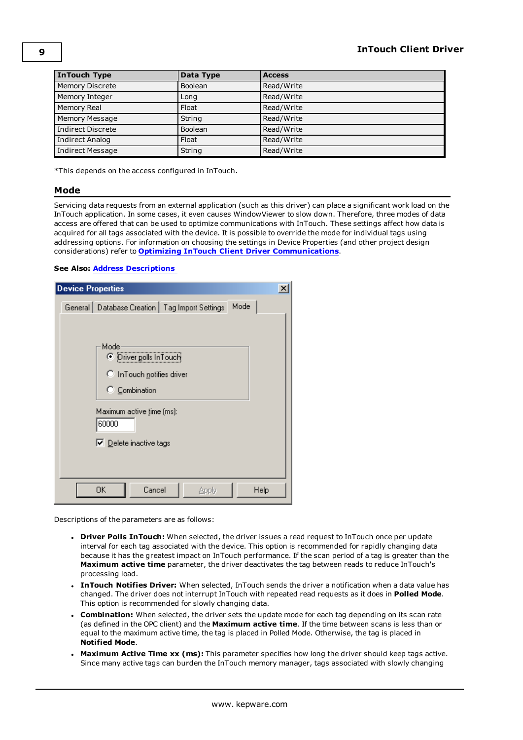| InTouch Type | Data Type | Access |
| --- | --- | --- |
| Memory Discrete | Boolean | Read/Write |
| Memory Integer | Long | Read/Write |
| Memory Real | Float | Read/Write |
| Memory Message | String | Read/Write |
| Indirect Discrete | Boolean | Read/Write |
| Indirect Analog | Float | Read/Write |
| Indirect Message | String | Read/Write |

*This depends on the access configured in InTouch.

## Mode

Servicing data requests from an external application (such as this driver) can place a significant work load on the InTouch application. In some cases, it even causes WindowViewer to slow down. Therefore, three modes of data access are offered that can be used to optimize communications with InTouch. These settings affect how data is acquired for all tags associated with the device. It is possible to override the mode for individual tags using addressing options. For information on choosing the settings in Device Properties (and other project design considerations) refer to **Optimizing InTouch Client Driver Communications**.

**See Also:** **Address Descriptions**

Descriptions of the parameters are as follows:

- **Driver Polls InTouch:** When selected, the driver issues a read request to InTouch once per update interval for each tag associated with the device. This option is recommended for rapidly changing data because it has the greatest impact on InTouch performance. If the scan period of a tag is greater than the **Maximum active time** parameter, the driver deactivates the tag between reads to reduce InTouch's processing load.
- **InTouch Notifies Driver:** When selected, InTouch sends the driver a notification when a data value has changed. The driver does not interrupt InTouch with repeated read requests as it does in **Polled Mode**. This option is recommended for slowly changing data.
- **Combination:** When selected, the driver sets the update mode for each tag depending on its scan rate (as defined in the OPC client) and the **Maximum active time**. If the time between scans is less than or equal to the maximum active time, the tag is placed in Polled Mode. Otherwise, the tag is placed in **Notified Mode**.
- **Maximum Active Time xx (ms):** This parameter specifies how long the driver should keep tags active. Since many active tags can burden the InTouch memory manager, tags associated with slowly changing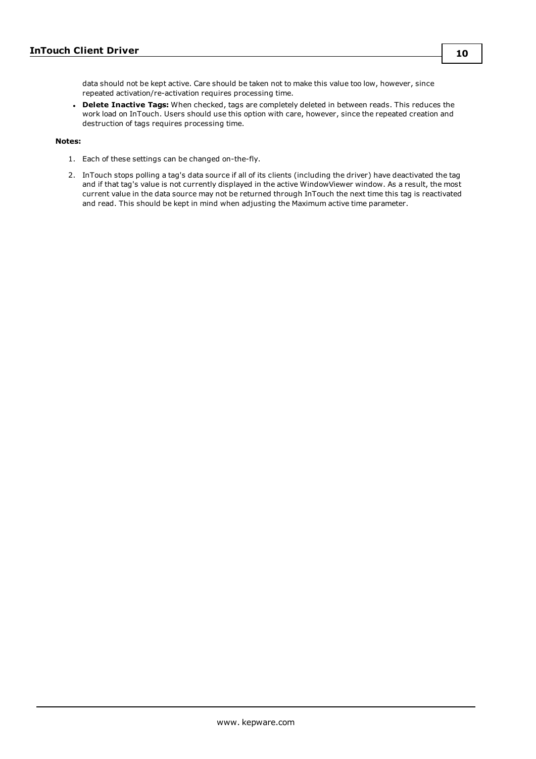data should not be kept active. Care should be taken not to make this value too low, however, since repeated activation/re-activation requires processing time.

- **Delete Inactive Tags:** When checked, tags are completely deleted in between reads. This reduces the work load on InTouch. Users should use this option with care, however, since the repeated creation and destruction of tags requires processing time.

**Notes:**

1. Each of these settings can be changed on-the-fly.
2. InTouch stops polling a tag's data source if all of its clients (including the driver) have deactivated the tag and if that tag's value is not currently displayed in the active WindowViewer window. As a result, the most current value in the data source may not be returned through InTouch the next time this tag is reactivated and read. This should be kept in mind when adjusting the Maximum active time parameter.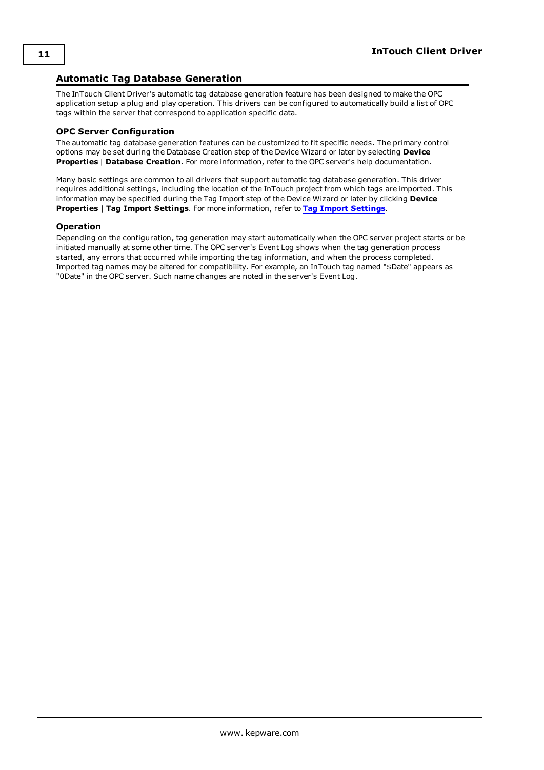## Automatic Tag Database Generation

The InTouch Client Driver's automatic tag database generation feature has been designed to make the OPC application setup a plug and play operation. This drivers can be configured to automatically build a list of OPC tags within the server that correspond to application specific data.

### OPC Server Configuration

The automatic tag database generation features can be customized to fit specific needs. The primary control options may be set during the Database Creation step of the Device Wizard or later by selecting **Device Properties** | **Database Creation**. For more information, refer to the OPC server's help documentation.

Many basic settings are common to all drivers that support automatic tag database generation. This driver requires additional settings, including the location of the InTouch project from which tags are imported. This information may be specified during the Tag Import step of the Device Wizard or later by clicking **Device Properties** | **Tag Import Settings**. For more information, refer to **Tag Import Settings**.

### Operation

Depending on the configuration, tag generation may start automatically when the OPC server project starts or be initiated manually at some other time. The OPC server's Event Log shows when the tag generation process started, any errors that occurred while importing the tag information, and when the process completed. Imported tag names may be altered for compatibility. For example, an InTouch tag named "$Date" appears as "0Date" in the OPC server. Such name changes are noted in the server's Event Log.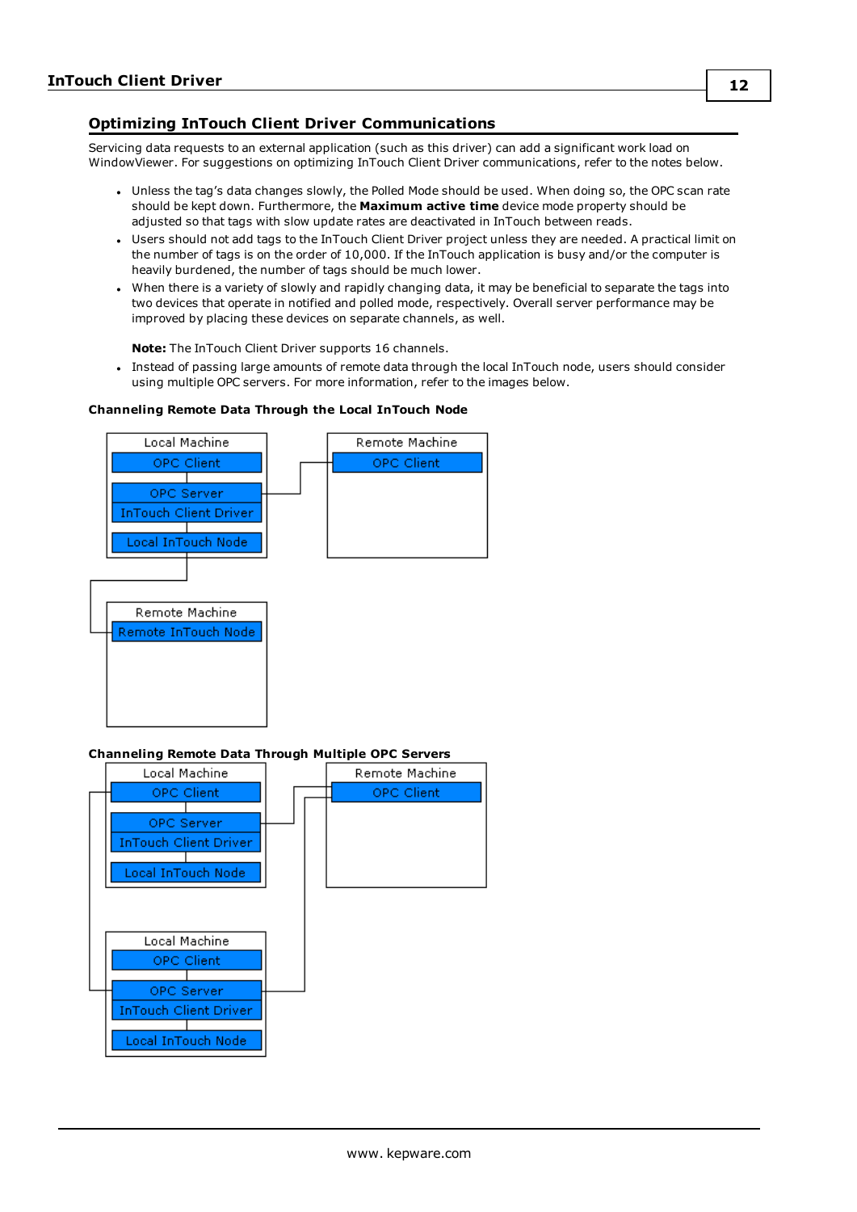## Optimizing InTouch Client Driver Communications

Servicing data requests to an external application (such as this driver) can add a significant work load on WindowViewer. For suggestions on optimizing InTouch Client Driver communications, refer to the notes below.

- Unless the tag's data changes slowly, the Polled Mode should be used. When doing so, the OPC scan rate should be kept down. Furthermore, the **Maximum active time** device mode property should be adjusted so that tags with slow update rates are deactivated in InTouch between reads.
- Users should not add tags to the InTouch Client Driver project unless they are needed. A practical limit on the number of tags is on the order of 10,000. If the InTouch application is busy and/or the computer is heavily burdened, the number of tags should be much lower.
- When there is a variety of slowly and rapidly changing data, it may be beneficial to separate the tags into two devices that operate in notified and polled mode, respectively. Overall server performance may be improved by placing these devices on separate channels, as well.

  **Note:** The InTouch Client Driver supports 16 channels.
- Instead of passing large amounts of remote data through the local InTouch node, users should consider using multiple OPC servers. For more information, refer to the images below.

**Channeling Remote Data Through the Local InTouch Node**

**Channeling Remote Data Through Multiple OPC Servers**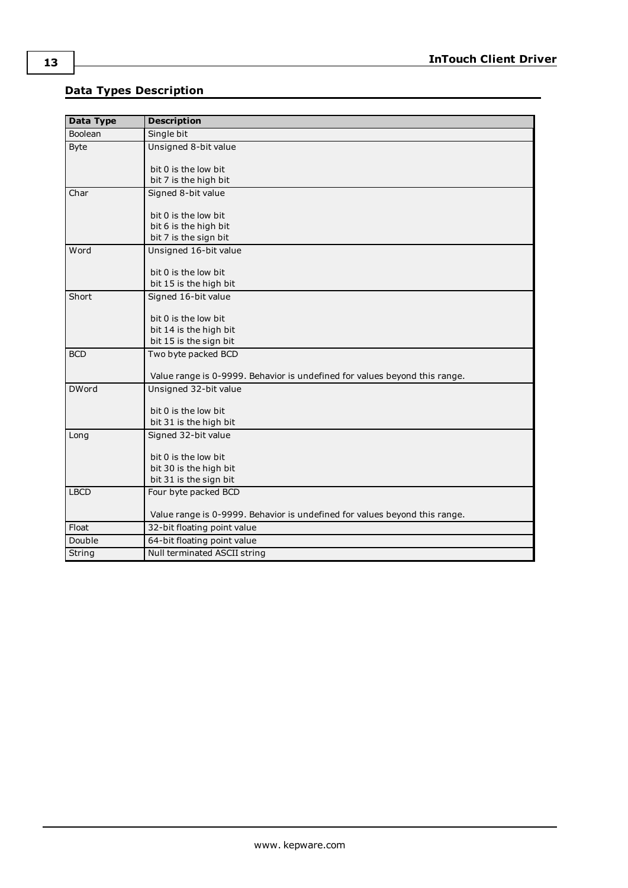## Data Types Description

| Data Type | Description |
|---|---|
| Boolean | Single bit |
| Byte | Unsigned 8-bit value<br><br>bit 0 is the low bit<br>bit 7 is the high bit |
| Char | Signed 8-bit value<br><br>bit 0 is the low bit<br>bit 6 is the high bit<br>bit 7 is the sign bit |
| Word | Unsigned 16-bit value<br><br>bit 0 is the low bit<br>bit 15 is the high bit |
| Short | Signed 16-bit value<br><br>bit 0 is the low bit<br>bit 14 is the high bit<br>bit 15 is the sign bit |
| BCD | Two byte packed BCD<br><br>Value range is 0-9999. Behavior is undefined for values beyond this range. |
| DWord | Unsigned 32-bit value<br><br>bit 0 is the low bit<br>bit 31 is the high bit |
| Long | Signed 32-bit value<br><br>bit 0 is the low bit<br>bit 30 is the high bit<br>bit 31 is the sign bit |
| LBCD | Four byte packed BCD<br><br>Value range is 0-9999. Behavior is undefined for values beyond this range. |
| Float | 32-bit floating point value |
| Double | 64-bit floating point value |
| String | Null terminated ASCII string |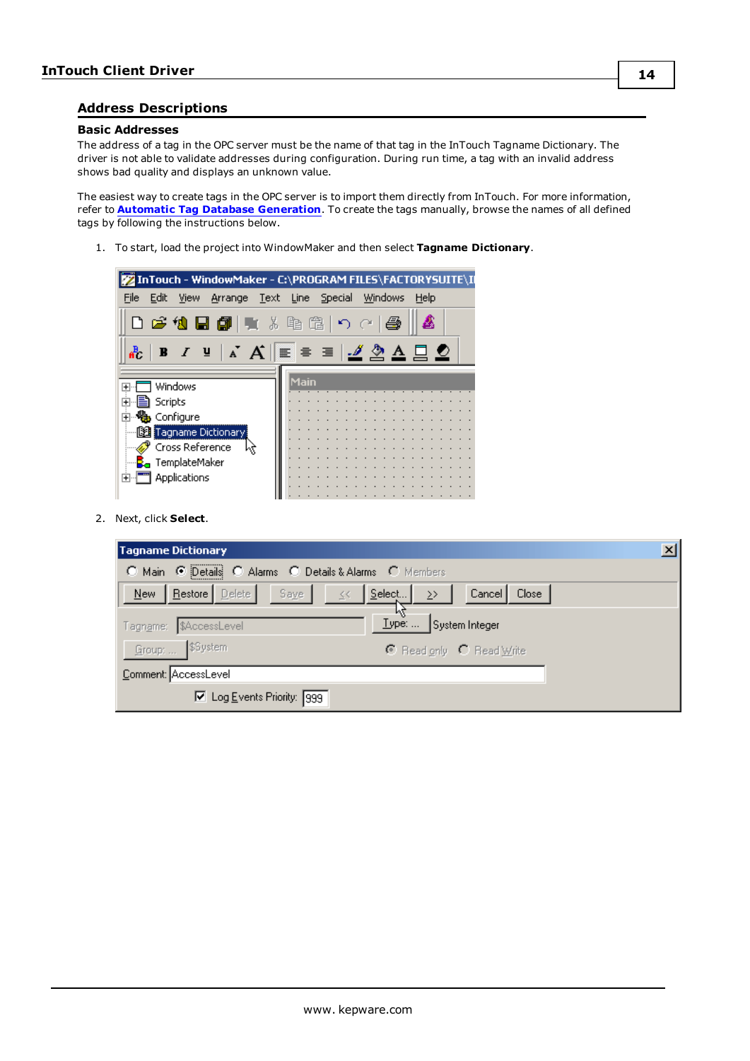## Address Descriptions

### Basic Addresses

The address of a tag in the OPC server must be the name of that tag in the InTouch Tagname Dictionary. The driver is not able to validate addresses during configuration. During run time, a tag with an invalid address shows bad quality and displays an unknown value.

The easiest way to create tags in the OPC server is to import them directly from InTouch. For more information, refer to **Automatic Tag Database Generation**. To create the tags manually, browse the names of all defined tags by following the instructions below.

1. To start, load the project into WindowMaker and then select **Tagname Dictionary**.

2. Next, click **Select**.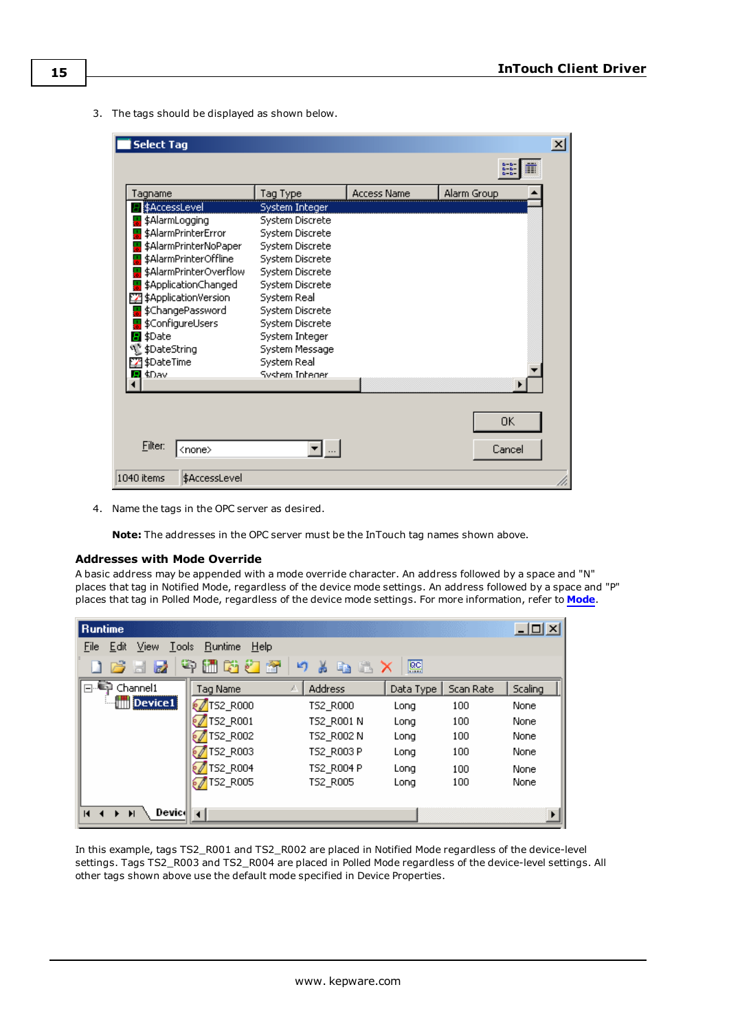3. The tags should be displayed as shown below.

4. Name the tags in the OPC server as desired.

   **Note:** The addresses in the OPC server must be the InTouch tag names shown above.

### Addresses with Mode Override

A basic address may be appended with a mode override character. An address followed by a space and "N" places that tag in Notified Mode, regardless of the device mode settings. An address followed by a space and "P" places that tag in Polled Mode, regardless of the device mode settings. For more information, refer to **Mode**.

In this example, tags TS2_R001 and TS2_R002 are placed in Notified Mode regardless of the device-level settings. Tags TS2_R003 and TS2_R004 are placed in Polled Mode regardless of the device-level settings. All other tags shown above use the default mode specified in Device Properties.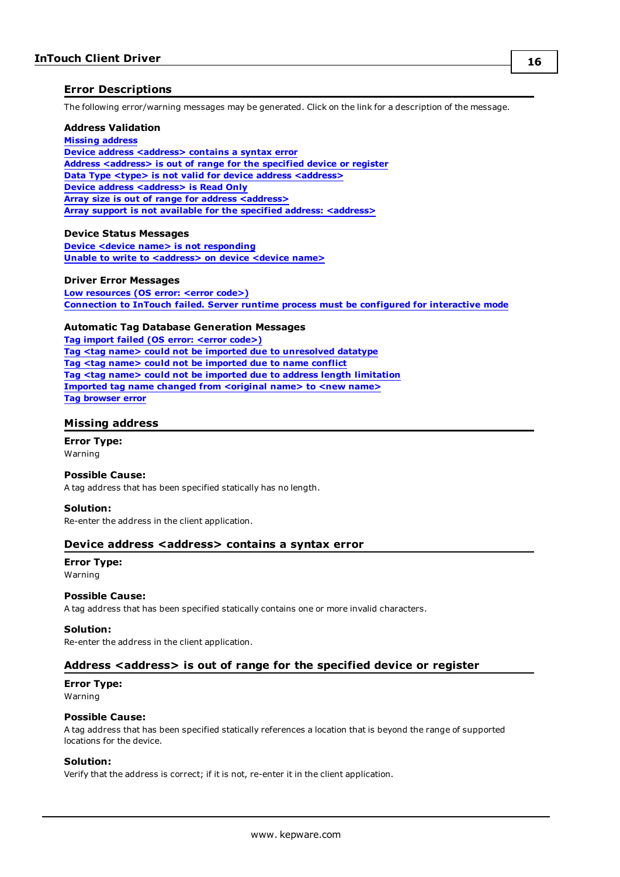## Error Descriptions

The following error/warning messages may be generated. Click on the link for a description of the message.

**Address Validation**

Missing address
Device address <address> contains a syntax error
Address <address> is out of range for the specified device or register
Data Type <type> is not valid for device address <address>
Device address <address> is Read Only
Array size is out of range for address <address>
Array support is not available for the specified address: <address>

**Device Status Messages**

Device <device name> is not responding
Unable to write to <address> on device <device name>

**Driver Error Messages**

Low resources (OS error: <error code>)
Connection to InTouch failed. Server runtime process must be configured for interactive mode

**Automatic Tag Database Generation Messages**

Tag import failed (OS error: <error code>)
Tag <tag name> could not be imported due to unresolved datatype
Tag <tag name> could not be imported due to name conflict
Tag <tag name> could not be imported due to address length limitation
Imported tag name changed from <original name> to <new name>
Tag browser error

## Missing address

**Error Type:**
Warning

**Possible Cause:**
A tag address that has been specified statically has no length.

**Solution:**
Re-enter the address in the client application.

## Device address <address> contains a syntax error

**Error Type:**
Warning

**Possible Cause:**
A tag address that has been specified statically contains one or more invalid characters.

**Solution:**
Re-enter the address in the client application.

## Address <address> is out of range for the specified device or register

**Error Type:**
Warning

**Possible Cause:**
A tag address that has been specified statically references a location that is beyond the range of supported locations for the device.

**Solution:**
Verify that the address is correct; if it is not, re-enter it in the client application.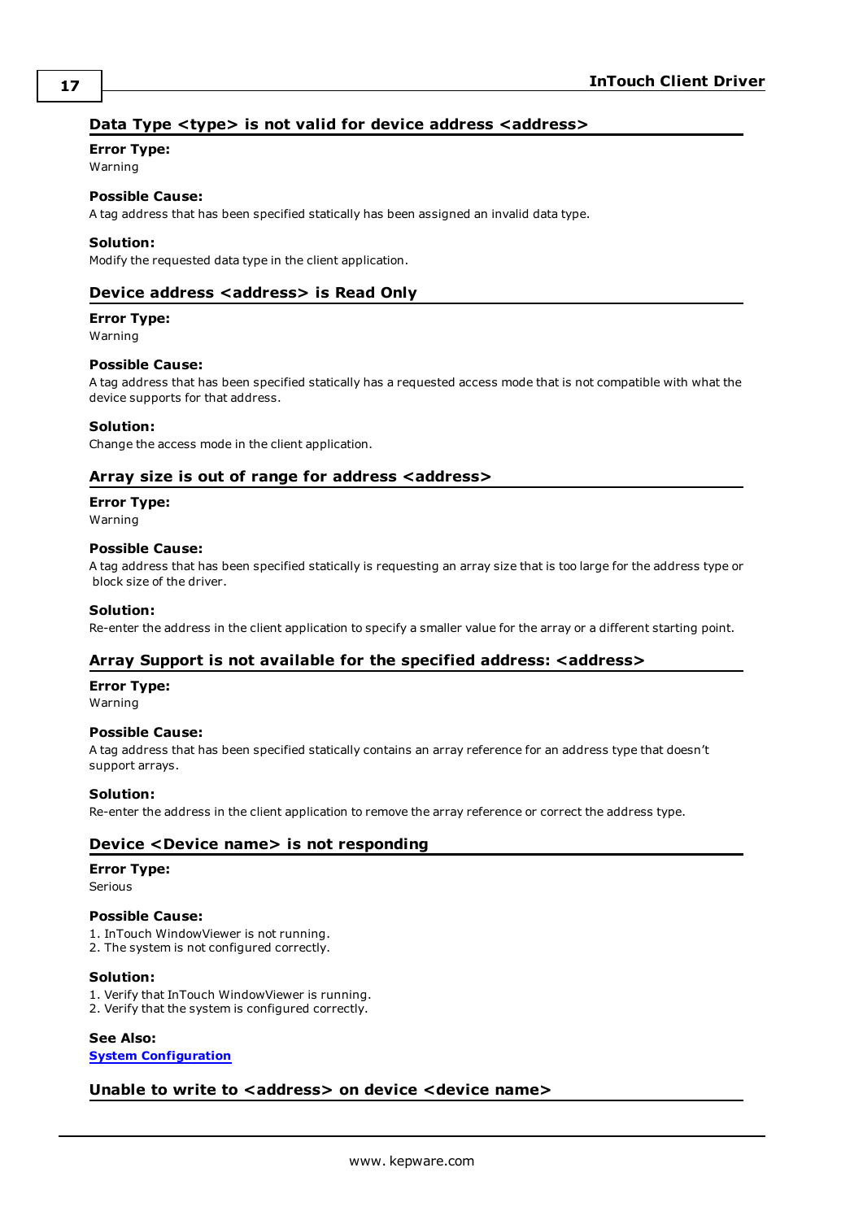## Data Type <type> is not valid for device address <address>

**Error Type:**
Warning

**Possible Cause:**
A tag address that has been specified statically has been assigned an invalid data type.

**Solution:**
Modify the requested data type in the client application.

## Device address <address> is Read Only

**Error Type:**
Warning

**Possible Cause:**
A tag address that has been specified statically has a requested access mode that is not compatible with what the device supports for that address.

**Solution:**
Change the access mode in the client application.

## Array size is out of range for address <address>

**Error Type:**
Warning

**Possible Cause:**
A tag address that has been specified statically is requesting an array size that is too large for the address type or block size of the driver.

**Solution:**
Re-enter the address in the client application to specify a smaller value for the array or a different starting point.

## Array Support is not available for the specified address: <address>

**Error Type:**
Warning

**Possible Cause:**
A tag address that has been specified statically contains an array reference for an address type that doesn't support arrays.

**Solution:**
Re-enter the address in the client application to remove the array reference or correct the address type.

## Device <Device name> is not responding

**Error Type:**
Serious

**Possible Cause:**
1. InTouch WindowViewer is not running.
2. The system is not configured correctly.

**Solution:**
1. Verify that InTouch WindowViewer is running.
2. Verify that the system is configured correctly.

**See Also:**
**System Configuration**

## Unable to write to <address> on device <device name>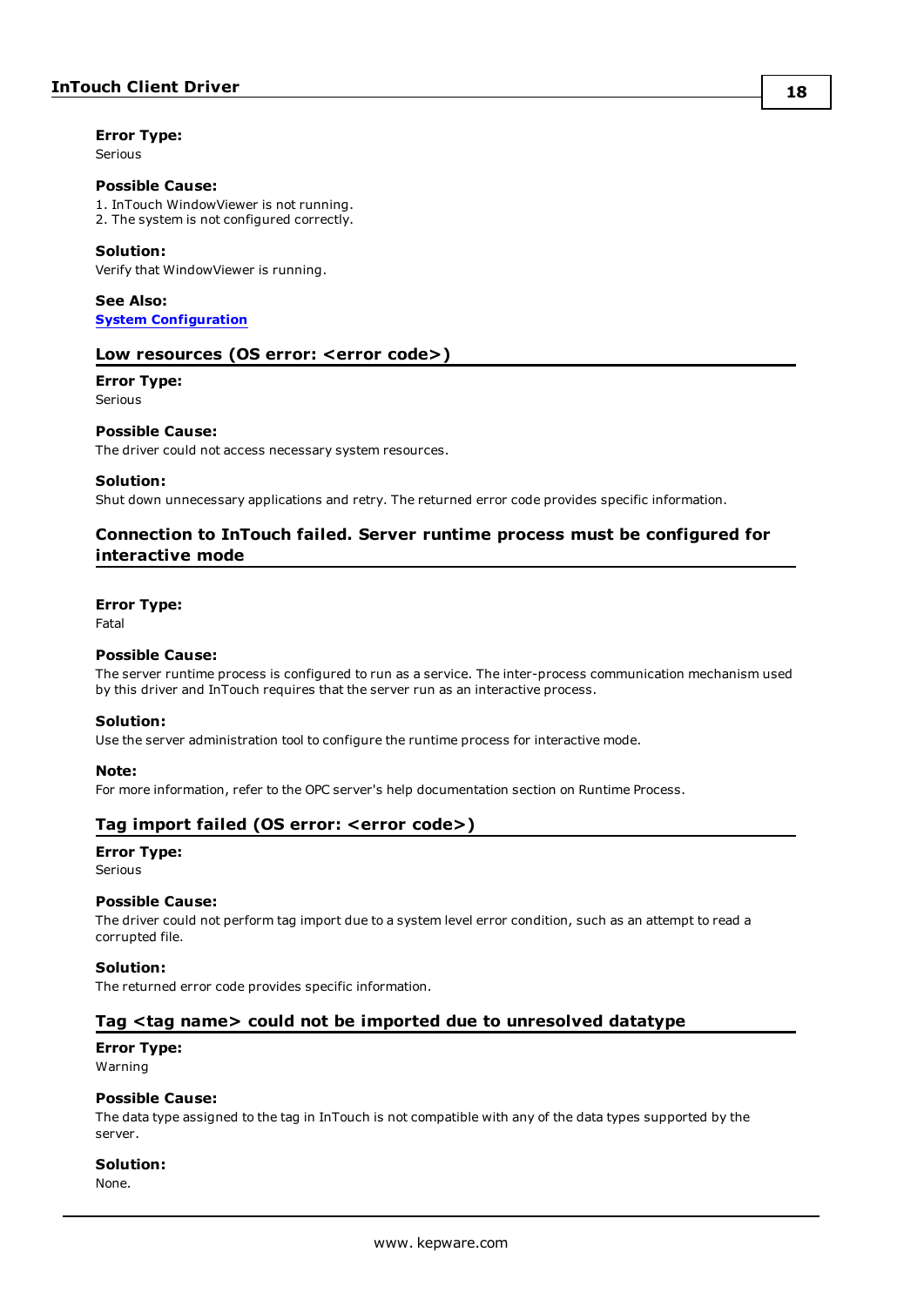**Error Type:**
Serious

**Possible Cause:**
1. InTouch WindowViewer is not running.
2. The system is not configured correctly.

**Solution:**
Verify that WindowViewer is running.

**See Also:**
[System Configuration]

### Low resources (OS error: <error code>)

**Error Type:**
Serious

**Possible Cause:**
The driver could not access necessary system resources.

**Solution:**
Shut down unnecessary applications and retry. The returned error code provides specific information.

### Connection to InTouch failed. Server runtime process must be configured for interactive mode

**Error Type:**
Fatal

**Possible Cause:**
The server runtime process is configured to run as a service. The inter-process communication mechanism used by this driver and InTouch requires that the server run as an interactive process.

**Solution:**
Use the server administration tool to configure the runtime process for interactive mode.

**Note:**
For more information, refer to the OPC server's help documentation section on Runtime Process.

### Tag import failed (OS error: <error code>)

**Error Type:**
Serious

**Possible Cause:**
The driver could not perform tag import due to a system level error condition, such as an attempt to read a corrupted file.

**Solution:**
The returned error code provides specific information.

### Tag <tag name> could not be imported due to unresolved datatype

**Error Type:**
Warning

**Possible Cause:**
The data type assigned to the tag in InTouch is not compatible with any of the data types supported by the server.

**Solution:**
None.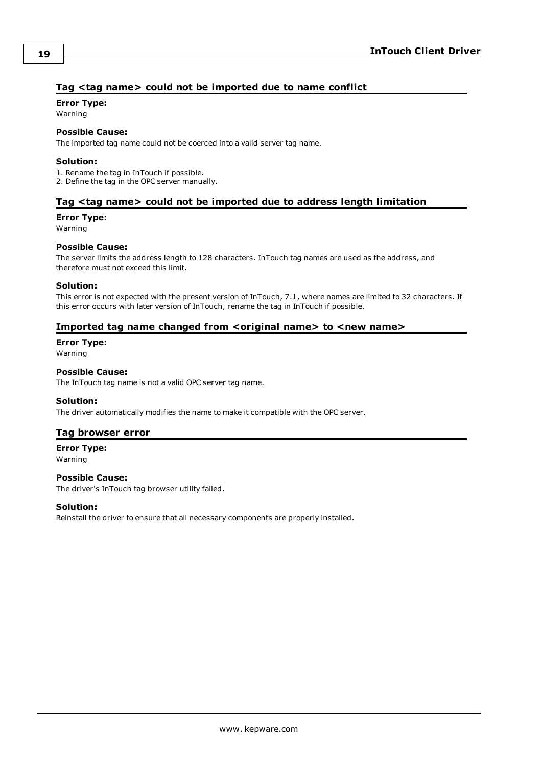## Tag <tag name> could not be imported due to name conflict

**Error Type:**
Warning

**Possible Cause:**
The imported tag name could not be coerced into a valid server tag name.

**Solution:**
1. Rename the tag in InTouch if possible.
2. Define the tag in the OPC server manually.

## Tag <tag name> could not be imported due to address length limitation

**Error Type:**
Warning

**Possible Cause:**
The server limits the address length to 128 characters. InTouch tag names are used as the address, and therefore must not exceed this limit.

**Solution:**
This error is not expected with the present version of InTouch, 7.1, where names are limited to 32 characters. If this error occurs with later version of InTouch, rename the tag in InTouch if possible.

## Imported tag name changed from <original name> to <new name>

**Error Type:**
Warning

**Possible Cause:**
The InTouch tag name is not a valid OPC server tag name.

**Solution:**
The driver automatically modifies the name to make it compatible with the OPC server.

## Tag browser error

**Error Type:**
Warning

**Possible Cause:**
The driver's InTouch tag browser utility failed.

**Solution:**
Reinstall the driver to ensure that all necessary components are properly installed.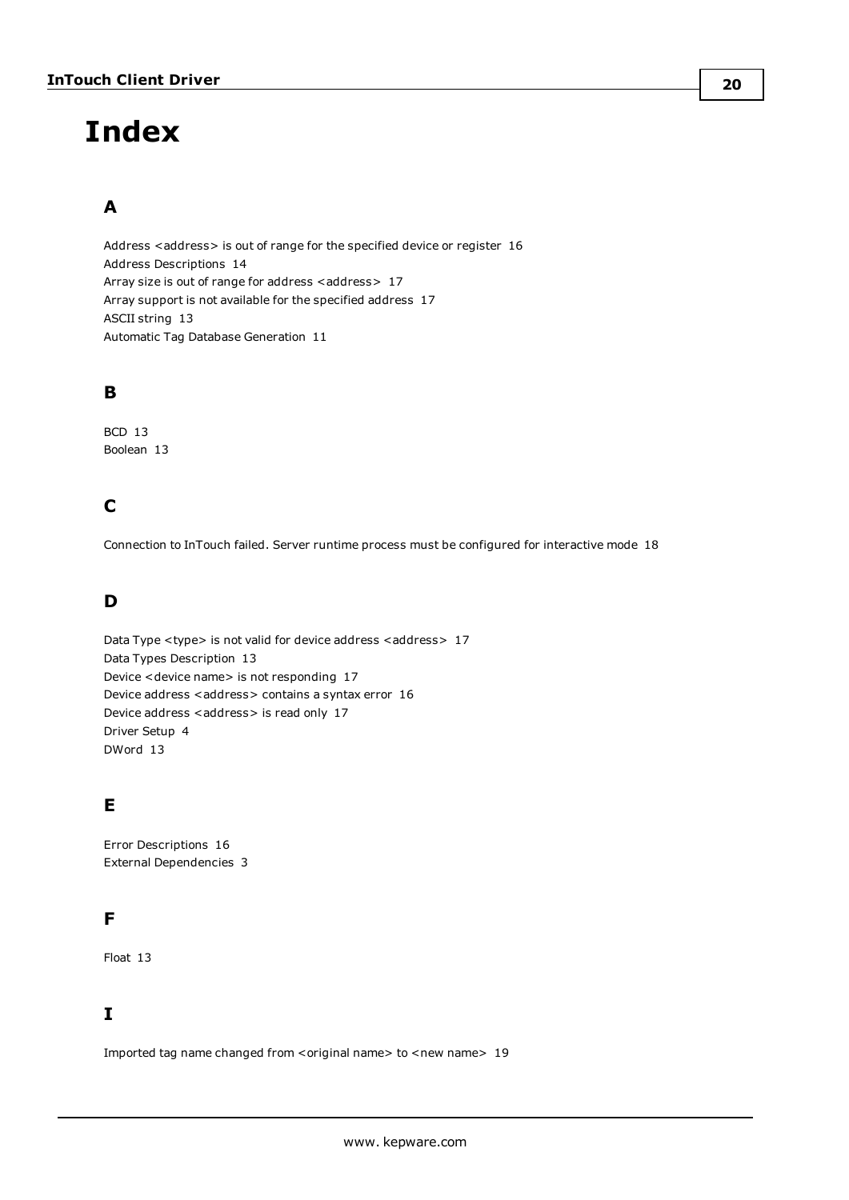# Index

## A

Address <address> is out of range for the specified device or register 16
Address Descriptions 14
Array size is out of range for address <address> 17
Array support is not available for the specified address 17
ASCII string 13
Automatic Tag Database Generation 11

## B

BCD 13
Boolean 13

## C

Connection to InTouch failed. Server runtime process must be configured for interactive mode 18

## D

Data Type <type> is not valid for device address <address> 17
Data Types Description 13
Device <device name> is not responding 17
Device address <address> contains a syntax error 16
Device address <address> is read only 17
Driver Setup 4
DWord 13

## E

Error Descriptions 16
External Dependencies 3

## F

Float 13

## I

Imported tag name changed from <original name> to <new name> 19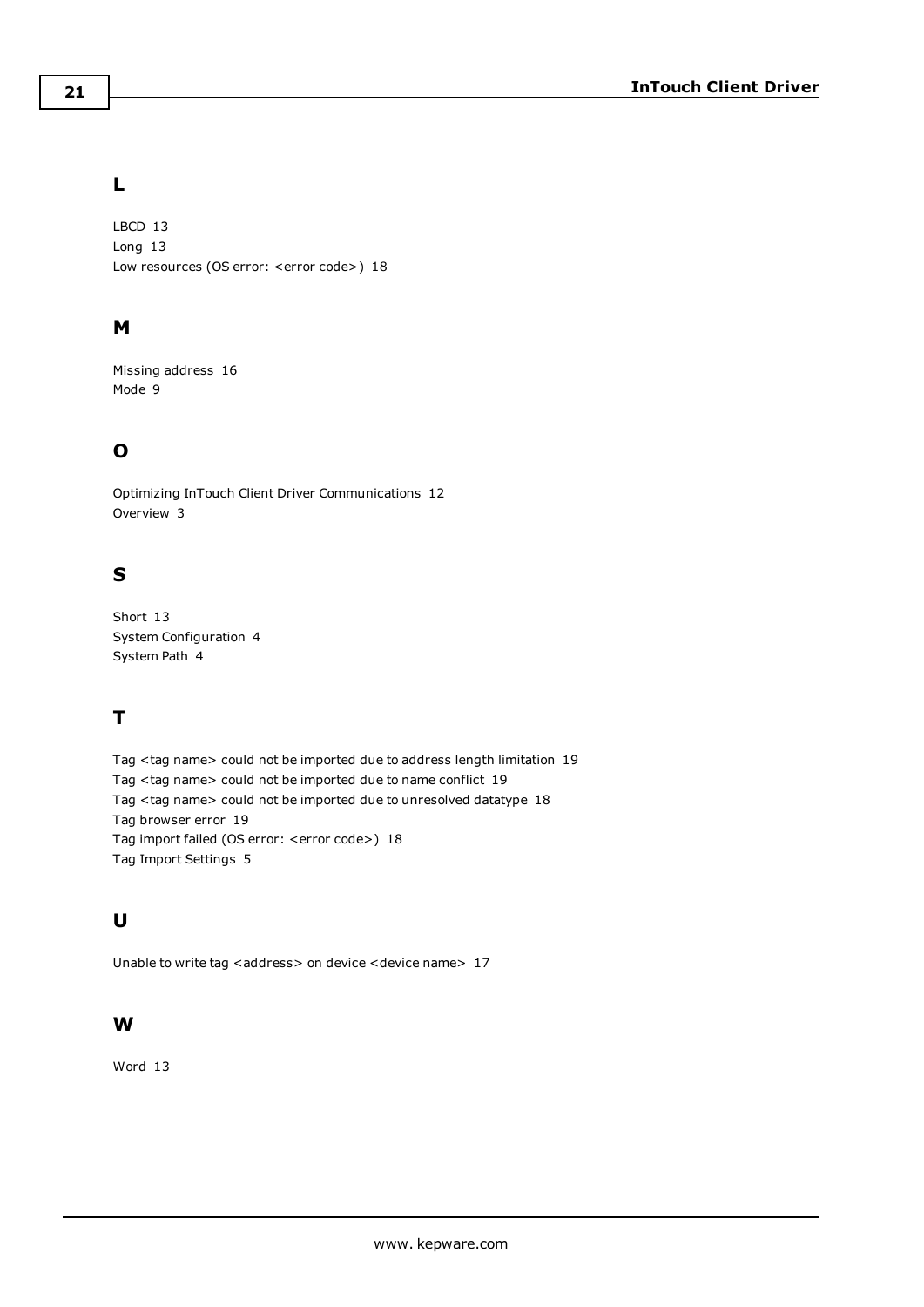## L

LBCD 13
Long 13
Low resources (OS error: <error code>) 18

## M

Missing address 16
Mode 9

## O

Optimizing InTouch Client Driver Communications 12
Overview 3

## S

Short 13
System Configuration 4
System Path 4

## T

Tag <tag name> could not be imported due to address length limitation 19
Tag <tag name> could not be imported due to name conflict 19
Tag <tag name> could not be imported due to unresolved datatype 18
Tag browser error 19
Tag import failed (OS error: <error code>) 18
Tag Import Settings 5

## U

Unable to write tag <address> on device <device name> 17

## W

Word 13